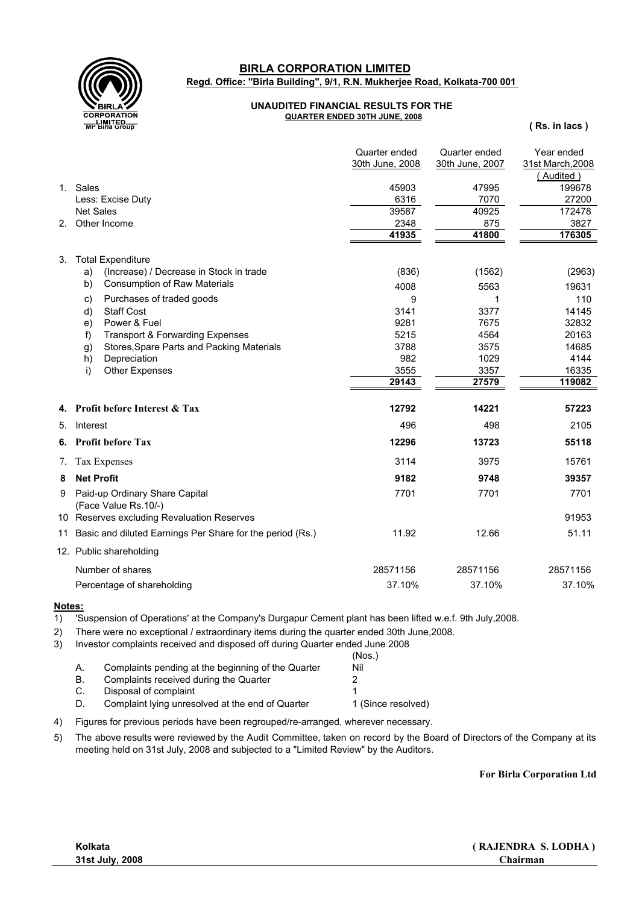# BIRLA CORPORATION LIMITED

**Regd. Office: "Birla Building", 9/1, R.N. Mukherjee Road, Kolkata-700 001**

**UNAUDITED FINANCIAL RESULTS FOR THE QUARTER ENDED 30TH JUNE, 2008**

**( Rs. in lacs )**

| | | Quarter ended 30th June, 2008 | Quarter ended 30th June, 2007 | Year ended 31st March,2008 (Audited) |
|---|---|---|---|---|
| 1. | Sales | 45903 | 47995 | 199678 |
| | Less: Excise Duty | 6316 | 7070 | 27200 |
| | Net Sales | 39587 | 40925 | 172478 |
| 2. | Other Income | 2348 | 875 | 3827 |
| | | **41935** | **41800** | **176305** |
| 3. | Total Expenditure | | | |
| | a) (Increase) / Decrease in Stock in trade | (836) | (1562) | (2963) |
| | b) Consumption of Raw Materials | 4008 | 5563 | 19631 |
| | c) Purchases of traded goods | 9 | 1 | 110 |
| | d) Staff Cost | 3141 | 3377 | 14145 |
| | e) Power & Fuel | 9281 | 7675 | 32832 |
| | f) Transport & Forwarding Expenses | 5215 | 4564 | 20163 |
| | g) Stores,Spare Parts and Packing Materials | 3788 | 3575 | 14685 |
| | h) Depreciation | 982 | 1029 | 4144 |
| | i) Other Expenses | 3555 | 3357 | 16335 |
| | | **29143** | **27579** | **119082** |
| **4.** | **Profit before Interest & Tax** | **12792** | **14221** | **57223** |
| 5. | Interest | 496 | 498 | 2105 |
| **6.** | **Profit before Tax** | **12296** | **13723** | **55118** |
| 7. | Tax Expenses | 3114 | 3975 | 15761 |
| **8** | **Net Profit** | **9182** | **9748** | **39357** |
| 9 | Paid-up Ordinary Share Capital (Face Value Rs.10/-) | 7701 | 7701 | 7701 |
| 10 | Reserves excluding Revaluation Reserves | | | 91953 |
| 11 | Basic and diluted Earnings Per Share for the period (Rs.) | 11.92 | 12.66 | 51.11 |
| 12. | Public shareholding | | | |
| | Number of shares | 28571156 | 28571156 | 28571156 |
| | Percentage of shareholding | 37.10% | 37.10% | 37.10% |

**Notes:**

1) 'Suspension of Operations' at the Company's Durgapur Cement plant has been lifted w.e.f. 9th July,2008.
2) There were no exceptional / extraordinary items during the quarter ended 30th June,2008.
3) Investor complaints received and disposed off during Quarter ended June 2008

| | | (Nos.) |
|---|---|---|
| A. | Complaints pending at the beginning of the Quarter | Nil |
| B. | Complaints received during the Quarter | 2 |
| C. | Disposal of complaint | 1 |
| D. | Complaint lying unresolved at the end of Quarter | 1 (Since resolved) |

4) Figures for previous periods have been regrouped/re-arranged, wherever necessary.
5) The above results were reviewed by the Audit Committee, taken on record by the Board of Directors of the Company at its meeting held on 31st July, 2008 and subjected to a "Limited Review" by the Auditors.

**For Birla Corporation Ltd**

**Kolkata**
**31st July, 2008**

**( RAJENDRA S. LODHA )**
**Chairman**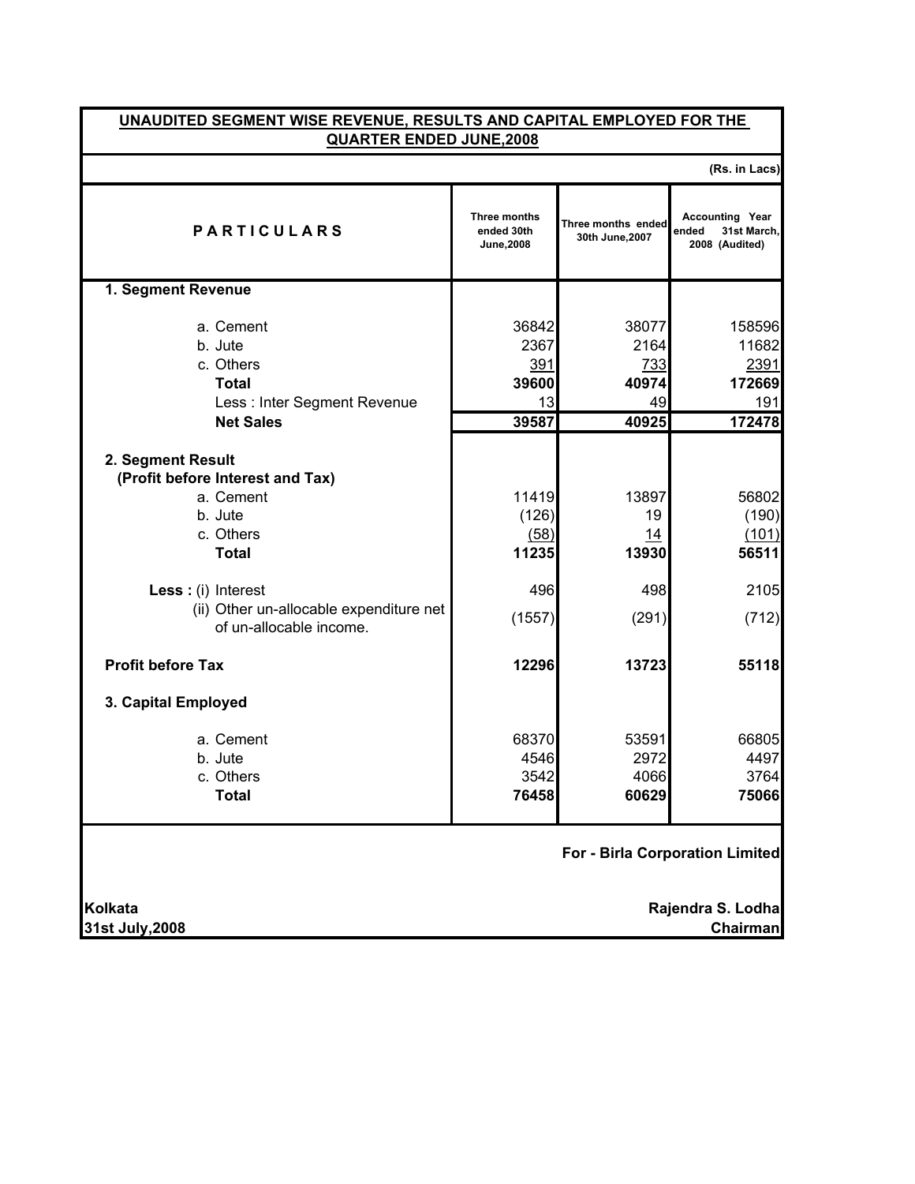## UNAUDITED SEGMENT WISE REVENUE, RESULTS AND CAPITAL EMPLOYED FOR THE QUARTER ENDED JUNE,2008

(Rs. in Lacs)

| PARTICULARS | Three months ended 30th June,2008 | Three months ended 30th June,2007 | Accounting Year ended 31st March, 2008 (Audited) |
|---|---|---|---|
| **1. Segment Revenue** | | | |
| a. Cement | 36842 | 38077 | 158596 |
| b. Jute | 2367 | 2164 | 11682 |
| c. Others | 391 | 733 | 2391 |
| **Total** | **39600** | **40974** | **172669** |
| Less : Inter Segment Revenue | 13 | 49 | 191 |
| **Net Sales** | **39587** | **40925** | **172478** |
| **2. Segment Result (Profit before Interest and Tax)** | | | |
| a. Cement | 11419 | 13897 | 56802 |
| b. Jute | (126) | 19 | (190) |
| c. Others | (58) | 14 | (101) |
| **Total** | **11235** | **13930** | **56511** |
| **Less :** (i) Interest | 496 | 498 | 2105 |
| (ii) Other un-allocable expenditure net of un-allocable income. | (1557) | (291) | (712) |
| **Profit before Tax** | **12296** | **13723** | **55118** |
| **3. Capital Employed** | | | |
| a. Cement | 68370 | 53591 | 66805 |
| b. Jute | 4546 | 2972 | 4497 |
| c. Others | 3542 | 4066 | 3764 |
| **Total** | **76458** | **60629** | **75066** |

**For - Birla Corporation Limited**

**Kolkata**
**31st July,2008**

**Rajendra S. Lodha**
**Chairman**